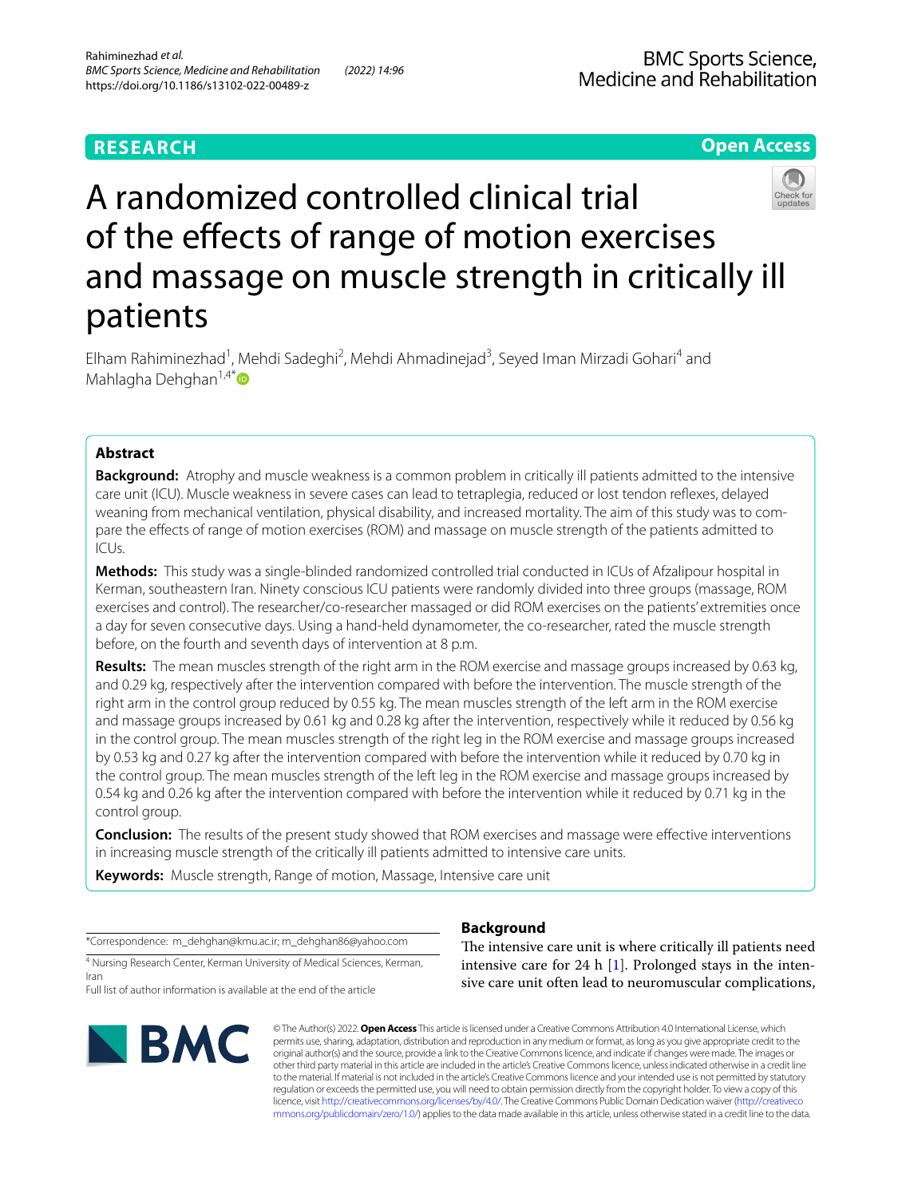RESEARCH

Open Access

# A randomized controlled clinical trial of the effects of range of motion exercises and massage on muscle strength in critically ill patients

Elham Rahiminezhad[1], Mehdi Sadeghi[2], Mehdi Ahmadinejad[3], Seyed Iman Mirzadi Gohari[4] and Mahlagha Dehghan[1,4*]

## Abstract

**Background:** Atrophy and muscle weakness is a common problem in critically ill patients admitted to the intensive care unit (ICU). Muscle weakness in severe cases can lead to tetraplegia, reduced or lost tendon reflexes, delayed weaning from mechanical ventilation, physical disability, and increased mortality. The aim of this study was to compare the effects of range of motion exercises (ROM) and massage on muscle strength of the patients admitted to ICUs.

**Methods:** This study was a single-blinded randomized controlled trial conducted in ICUs of Afzalipour hospital in Kerman, southeastern Iran. Ninety conscious ICU patients were randomly divided into three groups (massage, ROM exercises and control). The researcher/co-researcher massaged or did ROM exercises on the patients' extremities once a day for seven consecutive days. Using a hand-held dynamometer, the co-researcher, rated the muscle strength before, on the fourth and seventh days of intervention at 8 p.m.

**Results:** The mean muscles strength of the right arm in the ROM exercise and massage groups increased by 0.63 kg, and 0.29 kg, respectively after the intervention compared with before the intervention. The muscle strength of the right arm in the control group reduced by 0.55 kg. The mean muscles strength of the left arm in the ROM exercise and massage groups increased by 0.61 kg and 0.28 kg after the intervention, respectively while it reduced by 0.56 kg in the control group. The mean muscles strength of the right leg in the ROM exercise and massage groups increased by 0.53 kg and 0.27 kg after the intervention compared with before the intervention while it reduced by 0.70 kg in the control group. The mean muscles strength of the left leg in the ROM exercise and massage groups increased by 0.54 kg and 0.26 kg after the intervention compared with before the intervention while it reduced by 0.71 kg in the control group.

**Conclusion:** The results of the present study showed that ROM exercises and massage were effective interventions in increasing muscle strength of the critically ill patients admitted to intensive care units.

**Keywords:** Muscle strength, Range of motion, Massage, Intensive care unit

*Correspondence: m_dehghan@kmu.ac.ir; m_dehghan86@yahoo.com

[4] Nursing Research Center, Kerman University of Medical Sciences, Kerman, Iran

Full list of author information is available at the end of the article

## Background

The intensive care unit is where critically ill patients need intensive care for 24 h [1]. Prolonged stays in the intensive care unit often lead to neuromuscular complications,

© The Author(s) 2022. **Open Access** This article is licensed under a Creative Commons Attribution 4.0 International License, which permits use, sharing, adaptation, distribution and reproduction in any medium or format, as long as you give appropriate credit to the original author(s) and the source, provide a link to the Creative Commons licence, and indicate if changes were made. The images or other third party material in this article are included in the article's Creative Commons licence, unless indicated otherwise in a credit line to the material. If material is not included in the article's Creative Commons licence and your intended use is not permitted by statutory regulation or exceeds the permitted use, you will need to obtain permission directly from the copyright holder. To view a copy of this licence, visit http://creativecommons.org/licenses/by/4.0/. The Creative Commons Public Domain Dedication waiver (http://creativecommons.org/publicdomain/zero/1.0/) applies to the data made available in this article, unless otherwise stated in a credit line to the data.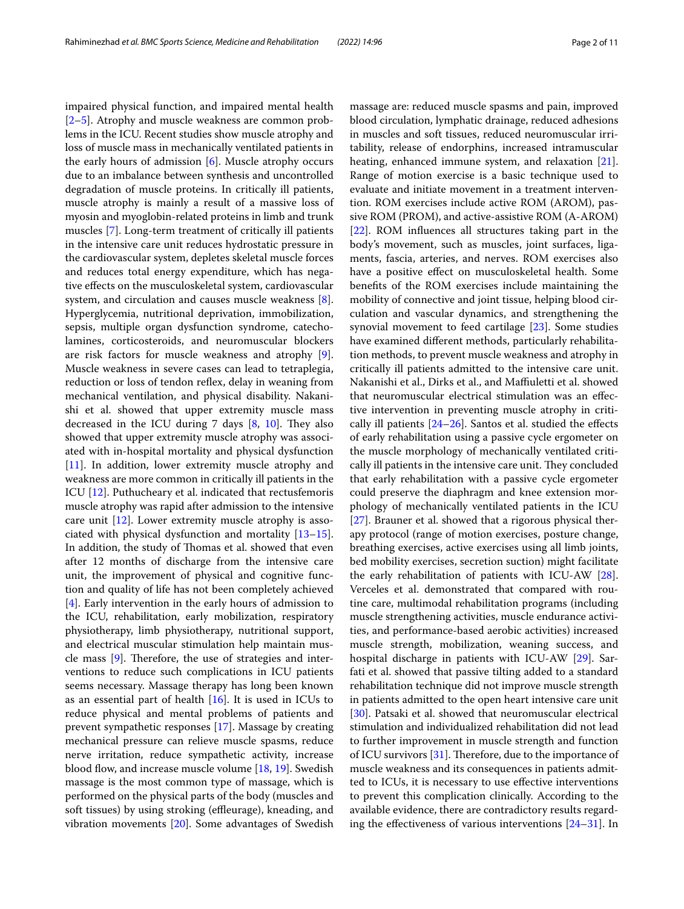impaired physical function, and impaired mental health [2–5]. Atrophy and muscle weakness are common problems in the ICU. Recent studies show muscle atrophy and loss of muscle mass in mechanically ventilated patients in the early hours of admission [6]. Muscle atrophy occurs due to an imbalance between synthesis and uncontrolled degradation of muscle proteins. In critically ill patients, muscle atrophy is mainly a result of a massive loss of myosin and myoglobin-related proteins in limb and trunk muscles [7]. Long-term treatment of critically ill patients in the intensive care unit reduces hydrostatic pressure in the cardiovascular system, depletes skeletal muscle forces and reduces total energy expenditure, which has negative effects on the musculoskeletal system, cardiovascular system, and circulation and causes muscle weakness [8]. Hyperglycemia, nutritional deprivation, immobilization, sepsis, multiple organ dysfunction syndrome, catecholamines, corticosteroids, and neuromuscular blockers are risk factors for muscle weakness and atrophy [9]. Muscle weakness in severe cases can lead to tetraplegia, reduction or loss of tendon reflex, delay in weaning from mechanical ventilation, and physical disability. Nakanishi et al. showed that upper extremity muscle mass decreased in the ICU during 7 days [8, 10]. They also showed that upper extremity muscle atrophy was associated with in-hospital mortality and physical dysfunction [11]. In addition, lower extremity muscle atrophy and weakness are more common in critically ill patients in the ICU [12]. Puthucheary et al. indicated that rectusfemoris muscle atrophy was rapid after admission to the intensive care unit [12]. Lower extremity muscle atrophy is associated with physical dysfunction and mortality [13–15]. In addition, the study of Thomas et al. showed that even after 12 months of discharge from the intensive care unit, the improvement of physical and cognitive function and quality of life has not been completely achieved [4]. Early intervention in the early hours of admission to the ICU, rehabilitation, early mobilization, respiratory physiotherapy, limb physiotherapy, nutritional support, and electrical muscular stimulation help maintain muscle mass [9]. Therefore, the use of strategies and interventions to reduce such complications in ICU patients seems necessary. Massage therapy has long been known as an essential part of health [16]. It is used in ICUs to reduce physical and mental problems of patients and prevent sympathetic responses [17]. Massage by creating mechanical pressure can relieve muscle spasms, reduce nerve irritation, reduce sympathetic activity, increase blood flow, and increase muscle volume [18, 19]. Swedish massage is the most common type of massage, which is performed on the physical parts of the body (muscles and soft tissues) by using stroking (effleurage), kneading, and vibration movements [20]. Some advantages of Swedish massage are: reduced muscle spasms and pain, improved blood circulation, lymphatic drainage, reduced adhesions in muscles and soft tissues, reduced neuromuscular irritability, release of endorphins, increased intramuscular heating, enhanced immune system, and relaxation [21]. Range of motion exercise is a basic technique used to evaluate and initiate movement in a treatment intervention. ROM exercises include active ROM (AROM), passive ROM (PROM), and active-assistive ROM (A-AROM) [22]. ROM influences all structures taking part in the body's movement, such as muscles, joint surfaces, ligaments, fascia, arteries, and nerves. ROM exercises also have a positive effect on musculoskeletal health. Some benefits of the ROM exercises include maintaining the mobility of connective and joint tissue, helping blood circulation and vascular dynamics, and strengthening the synovial movement to feed cartilage [23]. Some studies have examined different methods, particularly rehabilitation methods, to prevent muscle weakness and atrophy in critically ill patients admitted to the intensive care unit. Nakanishi et al., Dirks et al., and Maffiuletti et al. showed that neuromuscular electrical stimulation was an effective intervention in preventing muscle atrophy in critically ill patients [24–26]. Santos et al. studied the effects of early rehabilitation using a passive cycle ergometer on the muscle morphology of mechanically ventilated critically ill patients in the intensive care unit. They concluded that early rehabilitation with a passive cycle ergometer could preserve the diaphragm and knee extension morphology of mechanically ventilated patients in the ICU [27]. Brauner et al. showed that a rigorous physical therapy protocol (range of motion exercises, posture change, breathing exercises, active exercises using all limb joints, bed mobility exercises, secretion suction) might facilitate the early rehabilitation of patients with ICU-AW [28]. Verceles et al. demonstrated that compared with routine care, multimodal rehabilitation programs (including muscle strengthening activities, muscle endurance activities, and performance-based aerobic activities) increased muscle strength, mobilization, weaning success, and hospital discharge in patients with ICU-AW [29]. Sarfati et al. showed that passive tilting added to a standard rehabilitation technique did not improve muscle strength in patients admitted to the open heart intensive care unit [30]. Patsaki et al. showed that neuromuscular electrical stimulation and individualized rehabilitation did not lead to further improvement in muscle strength and function of ICU survivors [31]. Therefore, due to the importance of muscle weakness and its consequences in patients admitted to ICUs, it is necessary to use effective interventions to prevent this complication clinically. According to the available evidence, there are contradictory results regarding the effectiveness of various interventions [24–31]. In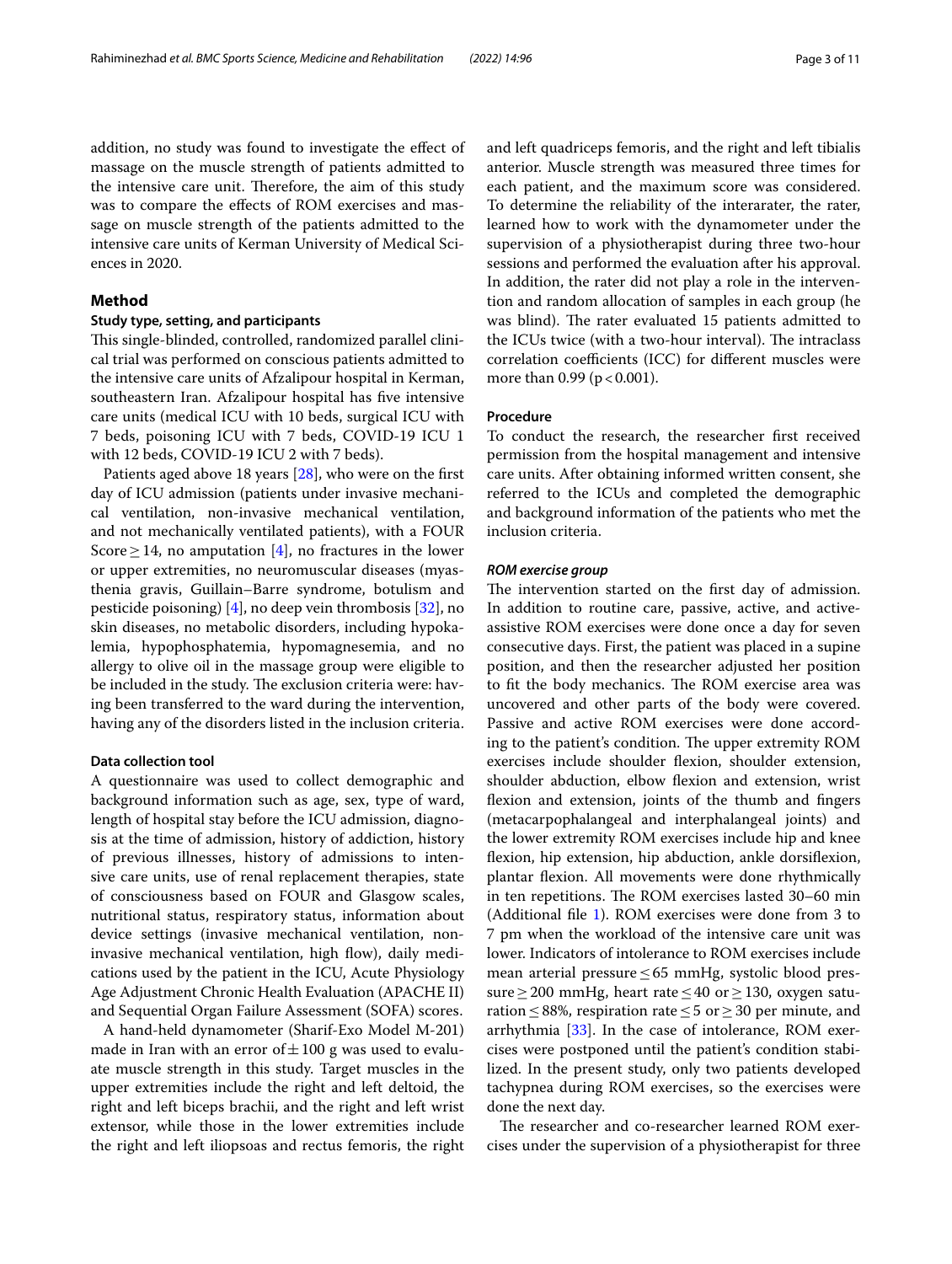addition, no study was found to investigate the effect of massage on the muscle strength of patients admitted to the intensive care unit. Therefore, the aim of this study was to compare the effects of ROM exercises and massage on muscle strength of the patients admitted to the intensive care units of Kerman University of Medical Sciences in 2020.

## Method

### Study type, setting, and participants

This single-blinded, controlled, randomized parallel clinical trial was performed on conscious patients admitted to the intensive care units of Afzalipour hospital in Kerman, southeastern Iran. Afzalipour hospital has five intensive care units (medical ICU with 10 beds, surgical ICU with 7 beds, poisoning ICU with 7 beds, COVID-19 ICU 1 with 12 beds, COVID-19 ICU 2 with 7 beds).

Patients aged above 18 years [28], who were on the first day of ICU admission (patients under invasive mechanical ventilation, non-invasive mechanical ventilation, and not mechanically ventilated patients), with a FOUR Score ≥ 14, no amputation [4], no fractures in the lower or upper extremities, no neuromuscular diseases (myasthenia gravis, Guillain–Barre syndrome, botulism and pesticide poisoning) [4], no deep vein thrombosis [32], no skin diseases, no metabolic disorders, including hypokalemia, hypophosphatemia, hypomagnesemia, and no allergy to olive oil in the massage group were eligible to be included in the study. The exclusion criteria were: having been transferred to the ward during the intervention, having any of the disorders listed in the inclusion criteria.

### Data collection tool

A questionnaire was used to collect demographic and background information such as age, sex, type of ward, length of hospital stay before the ICU admission, diagnosis at the time of admission, history of addiction, history of previous illnesses, history of admissions to intensive care units, use of renal replacement therapies, state of consciousness based on FOUR and Glasgow scales, nutritional status, respiratory status, information about device settings (invasive mechanical ventilation, non-invasive mechanical ventilation, high flow), daily medications used by the patient in the ICU, Acute Physiology Age Adjustment Chronic Health Evaluation (APACHE II) and Sequential Organ Failure Assessment (SOFA) scores.

A hand-held dynamometer (Sharif-Exo Model M-201) made in Iran with an error of ± 100 g was used to evaluate muscle strength in this study. Target muscles in the upper extremities include the right and left deltoid, the right and left biceps brachii, and the right and left wrist extensor, while those in the lower extremities include the right and left iliopsoas and rectus femoris, the right and left quadriceps femoris, and the right and left tibialis anterior. Muscle strength was measured three times for each patient, and the maximum score was considered. To determine the reliability of the interarater, the rater, learned how to work with the dynamometer under the supervision of a physiotherapist during three two-hour sessions and performed the evaluation after his approval. In addition, the rater did not play a role in the intervention and random allocation of samples in each group (he was blind). The rater evaluated 15 patients admitted to the ICUs twice (with a two-hour interval). The intraclass correlation coefficients (ICC) for different muscles were more than 0.99 ($p < 0.001$).

### Procedure

To conduct the research, the researcher first received permission from the hospital management and intensive care units. After obtaining informed written consent, she referred to the ICUs and completed the demographic and background information of the patients who met the inclusion criteria.

#### *ROM exercise group*

The intervention started on the first day of admission. In addition to routine care, passive, active, and active-assistive ROM exercises were done once a day for seven consecutive days. First, the patient was placed in a supine position, and then the researcher adjusted her position to fit the body mechanics. The ROM exercise area was uncovered and other parts of the body were covered. Passive and active ROM exercises were done according to the patient's condition. The upper extremity ROM exercises include shoulder flexion, shoulder extension, shoulder abduction, elbow flexion and extension, wrist flexion and extension, joints of the thumb and fingers (metacarpophalangeal and interphalangeal joints) and the lower extremity ROM exercises include hip and knee flexion, hip extension, hip abduction, ankle dorsiflexion, plantar flexion. All movements were done rhythmically in ten repetitions. The ROM exercises lasted 30–60 min (Additional file 1). ROM exercises were done from 3 to 7 pm when the workload of the intensive care unit was lower. Indicators of intolerance to ROM exercises include mean arterial pressure ≤ 65 mmHg, systolic blood pressure ≥ 200 mmHg, heart rate ≤ 40 or ≥ 130, oxygen saturation ≤ 88%, respiration rate ≤ 5 or ≥ 30 per minute, and arrhythmia [33]. In the case of intolerance, ROM exercises were postponed until the patient's condition stabilized. In the present study, only two patients developed tachypnea during ROM exercises, so the exercises were done the next day.

The researcher and co-researcher learned ROM exercises under the supervision of a physiotherapist for three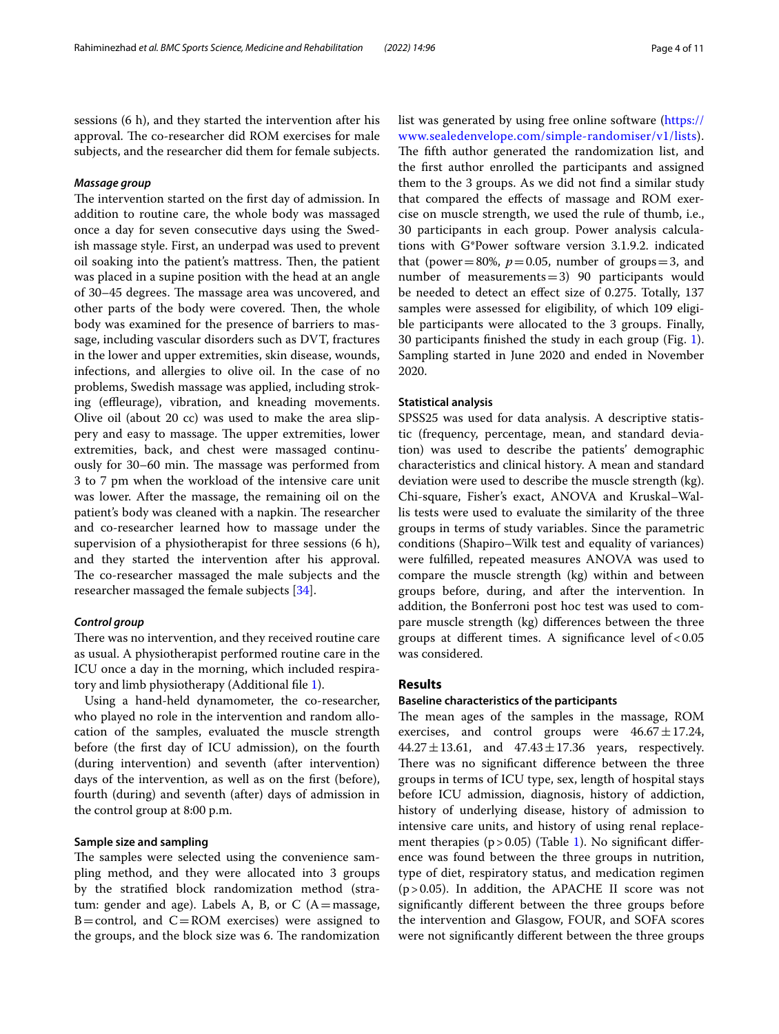sessions (6 h), and they started the intervention after his approval. The co-researcher did ROM exercises for male subjects, and the researcher did them for female subjects.

#### *Massage group*

The intervention started on the first day of admission. In addition to routine care, the whole body was massaged once a day for seven consecutive days using the Swedish massage style. First, an underpad was used to prevent oil soaking into the patient's mattress. Then, the patient was placed in a supine position with the head at an angle of 30–45 degrees. The massage area was uncovered, and other parts of the body were covered. Then, the whole body was examined for the presence of barriers to massage, including vascular disorders such as DVT, fractures in the lower and upper extremities, skin disease, wounds, infections, and allergies to olive oil. In the case of no problems, Swedish massage was applied, including stroking (effleurage), vibration, and kneading movements. Olive oil (about 20 cc) was used to make the area slippery and easy to massage. The upper extremities, lower extremities, back, and chest were massaged continuously for 30–60 min. The massage was performed from 3 to 7 pm when the workload of the intensive care unit was lower. After the massage, the remaining oil on the patient's body was cleaned with a napkin. The researcher and co-researcher learned how to massage under the supervision of a physiotherapist for three sessions (6 h), and they started the intervention after his approval. The co-researcher massaged the male subjects and the researcher massaged the female subjects [34].

#### *Control group*

There was no intervention, and they received routine care as usual. A physiotherapist performed routine care in the ICU once a day in the morning, which included respiratory and limb physiotherapy (Additional file 1).

Using a hand-held dynamometer, the co-researcher, who played no role in the intervention and random allocation of the samples, evaluated the muscle strength before (the first day of ICU admission), on the fourth (during intervention) and seventh (after intervention) days of the intervention, as well as on the first (before), fourth (during) and seventh (after) days of admission in the control group at 8:00 p.m.

### Sample size and sampling

The samples were selected using the convenience sampling method, and they were allocated into 3 groups by the stratified block randomization method (stratum: gender and age). Labels A, B, or C (A = massage, B = control, and C = ROM exercises) were assigned to the groups, and the block size was 6. The randomization list was generated by using free online software (https://www.sealedenvelope.com/simple-randomiser/v1/lists). The fifth author generated the randomization list, and the first author enrolled the participants and assigned them to the 3 groups. As we did not find a similar study that compared the effects of massage and ROM exercise on muscle strength, we used the rule of thumb, i.e., 30 participants in each group. Power analysis calculations with G*Power software version 3.1.9.2. indicated that (power = 80%, $p = 0.05$, number of groups = 3, and number of measurements = 3) 90 participants would be needed to detect an effect size of 0.275. Totally, 137 samples were assessed for eligibility, of which 109 eligible participants were allocated to the 3 groups. Finally, 30 participants finished the study in each group (Fig. 1). Sampling started in June 2020 and ended in November 2020.

### Statistical analysis

SPSS25 was used for data analysis. A descriptive statistic (frequency, percentage, mean, and standard deviation) was used to describe the patients' demographic characteristics and clinical history. A mean and standard deviation were used to describe the muscle strength (kg). Chi-square, Fisher's exact, ANOVA and Kruskal–Wallis tests were used to evaluate the similarity of the three groups in terms of study variables. Since the parametric conditions (Shapiro–Wilk test and equality of variances) were fulfilled, repeated measures ANOVA was used to compare the muscle strength (kg) within and between groups before, during, and after the intervention. In addition, the Bonferroni post hoc test was used to compare muscle strength (kg) differences between the three groups at different times. A significance level of $< 0.05$ was considered.

## Results

### Baseline characteristics of the participants

The mean ages of the samples in the massage, ROM exercises, and control groups were $46.67 \pm 17.24$, $44.27 \pm 13.61$, and $47.43 \pm 17.36$ years, respectively. There was no significant difference between the three groups in terms of ICU type, sex, length of hospital stays before ICU admission, diagnosis, history of addiction, history of underlying disease, history of admission to intensive care units, and history of using renal replacement therapies ($p > 0.05$) (Table 1). No significant difference was found between the three groups in nutrition, type of diet, respiratory status, and medication regimen ($p > 0.05$). In addition, the APACHE II score was not significantly different between the three groups before the intervention and Glasgow, FOUR, and SOFA scores were not significantly different between the three groups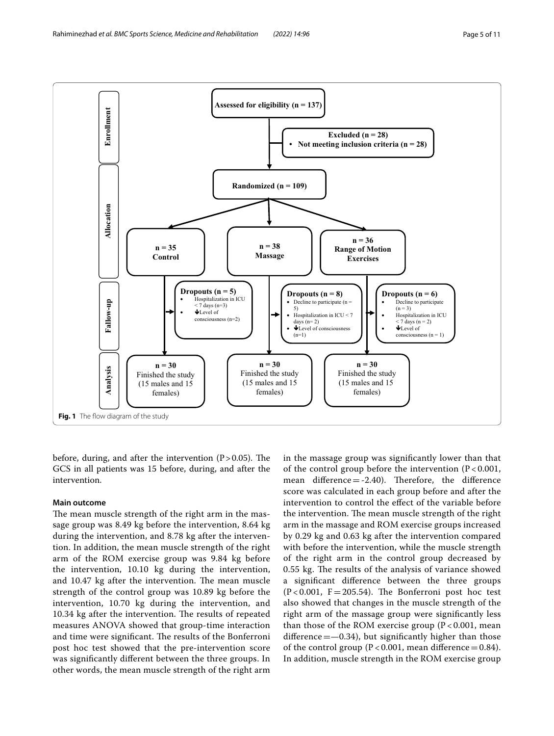**Fig. 1** The flow diagram of the study

before, during, and after the intervention ($P > 0.05$). The GCS in all patients was 15 before, during, and after the intervention.

## Main outcome

The mean muscle strength of the right arm in the massage group was 8.49 kg before the intervention, 8.64 kg during the intervention, and 8.78 kg after the intervention. In addition, the mean muscle strength of the right arm of the ROM exercise group was 9.84 kg before the intervention, 10.10 kg during the intervention, and 10.47 kg after the intervention. The mean muscle strength of the control group was 10.89 kg before the intervention, 10.70 kg during the intervention, and 10.34 kg after the intervention. The results of repeated measures ANOVA showed that group-time interaction and time were significant. The results of the Bonferroni post hoc test showed that the pre-intervention score was significantly different between the three groups. In other words, the mean muscle strength of the right arm in the massage group was significantly lower than that of the control group before the intervention ($P < 0.001$, mean difference = -2.40). Therefore, the difference score was calculated in each group before and after the intervention to control the effect of the variable before the intervention. The mean muscle strength of the right arm in the massage and ROM exercise groups increased by 0.29 kg and 0.63 kg after the intervention compared with before the intervention, while the muscle strength of the right arm in the control group decreased by 0.55 kg. The results of the analysis of variance showed a significant difference between the three groups ($P < 0.001$, $F = 205.54$). The Bonferroni post hoc test also showed that changes in the muscle strength of the right arm of the massage group were significantly less than those of the ROM exercise group ($P < 0.001$, mean difference = —0.34), but significantly higher than those of the control group ($P < 0.001$, mean difference = 0.84). In addition, muscle strength in the ROM exercise group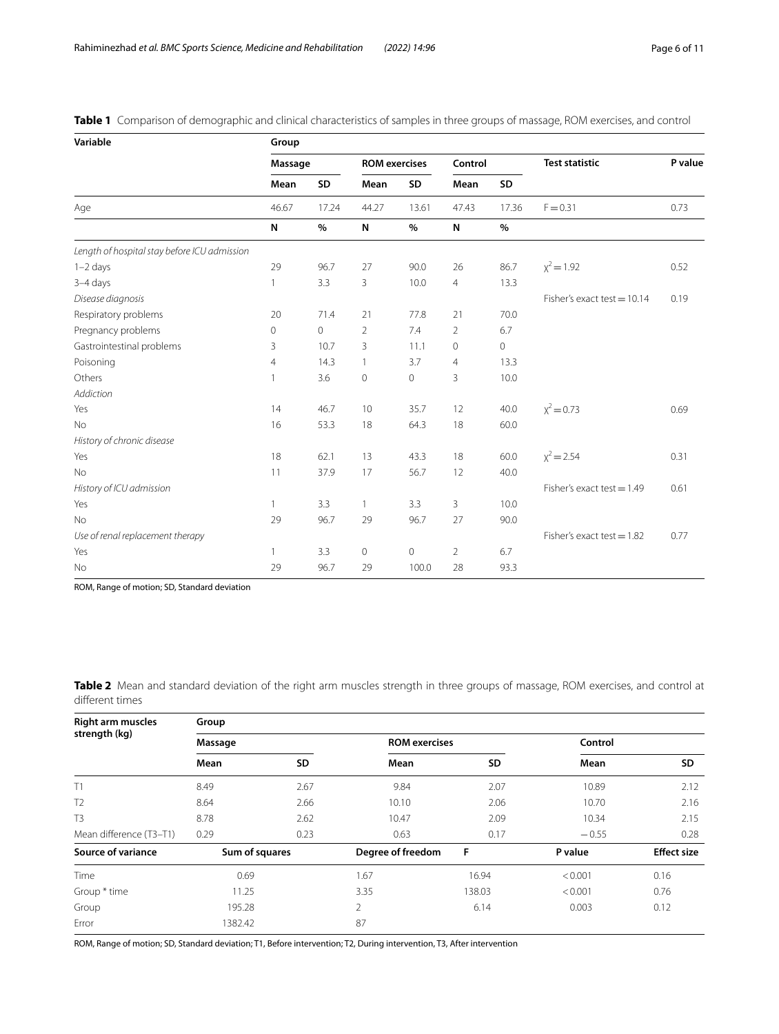**Table 1** Comparison of demographic and clinical characteristics of samples in three groups of massage, ROM exercises, and control

| Variable | Group | | | | | | | |
|---|---|---|---|---|---|---|---|---|
| | Massage | | ROM exercises | | Control | | Test statistic | P value |
| | Mean | SD | Mean | SD | Mean | SD | | |
| Age | 46.67 | 17.24 | 44.27 | 13.61 | 47.43 | 17.36 | $F = 0.31$ | 0.73 |
| | N | % | N | % | N | % | | |
| *Length of hospital stay before ICU admission* | | | | | | | | |
| 1–2 days | 29 | 96.7 | 27 | 90.0 | 26 | 86.7 | $\chi^2 = 1.92$ | 0.52 |
| 3–4 days | 1 | 3.3 | 3 | 10.0 | 4 | 13.3 | | |
| *Disease diagnosis* | | | | | | | Fisher's exact test = 10.14 | 0.19 |
| Respiratory problems | 20 | 71.4 | 21 | 77.8 | 21 | 70.0 | | |
| Pregnancy problems | 0 | 0 | 2 | 7.4 | 2 | 6.7 | | |
| Gastrointestinal problems | 3 | 10.7 | 3 | 11.1 | 0 | 0 | | |
| Poisoning | 4 | 14.3 | 1 | 3.7 | 4 | 13.3 | | |
| Others | 1 | 3.6 | 0 | 0 | 3 | 10.0 | | |
| *Addiction* | | | | | | | | |
| Yes | 14 | 46.7 | 10 | 35.7 | 12 | 40.0 | $\chi^2 = 0.73$ | 0.69 |
| No | 16 | 53.3 | 18 | 64.3 | 18 | 60.0 | | |
| *History of chronic disease* | | | | | | | | |
| Yes | 18 | 62.1 | 13 | 43.3 | 18 | 60.0 | $\chi^2 = 2.54$ | 0.31 |
| No | 11 | 37.9 | 17 | 56.7 | 12 | 40.0 | | |
| *History of ICU admission* | | | | | | | Fisher's exact test = 1.49 | 0.61 |
| Yes | 1 | 3.3 | 1 | 3.3 | 3 | 10.0 | | |
| No | 29 | 96.7 | 29 | 96.7 | 27 | 90.0 | | |
| *Use of renal replacement therapy* | | | | | | | Fisher's exact test = 1.82 | 0.77 |
| Yes | 1 | 3.3 | 0 | 0 | 2 | 6.7 | | |
| No | 29 | 96.7 | 29 | 100.0 | 28 | 93.3 | | |

ROM, Range of motion; SD, Standard deviation

**Table 2** Mean and standard deviation of the right arm muscles strength in three groups of massage, ROM exercises, and control at different times

| Right arm muscles strength (kg) | Group | | | | | |
|---|---|---|---|---|---|---|
| | Massage | | ROM exercises | | Control | |
| | Mean | SD | Mean | SD | Mean | SD |
| T1 | 8.49 | 2.67 | 9.84 | 2.07 | 10.89 | 2.12 |
| T2 | 8.64 | 2.66 | 10.10 | 2.06 | 10.70 | 2.16 |
| T3 | 8.78 | 2.62 | 10.47 | 2.09 | 10.34 | 2.15 |
| Mean difference (T3–T1) | 0.29 | 0.23 | 0.63 | 0.17 | −0.55 | 0.28 |
| **Source of variance** | **Sum of squares** | | **Degree of freedom** | **F** | **P value** | **Effect size** |
| Time | 0.69 | | 1.67 | 16.94 | < 0.001 | 0.16 |
| Group * time | 11.25 | | 3.35 | 138.03 | < 0.001 | 0.76 |
| Group | 195.28 | | 2 | 6.14 | 0.003 | 0.12 |
| Error | 1382.42 | | 87 | | | |

ROM, Range of motion; SD, Standard deviation; T1, Before intervention; T2, During intervention, T3, After intervention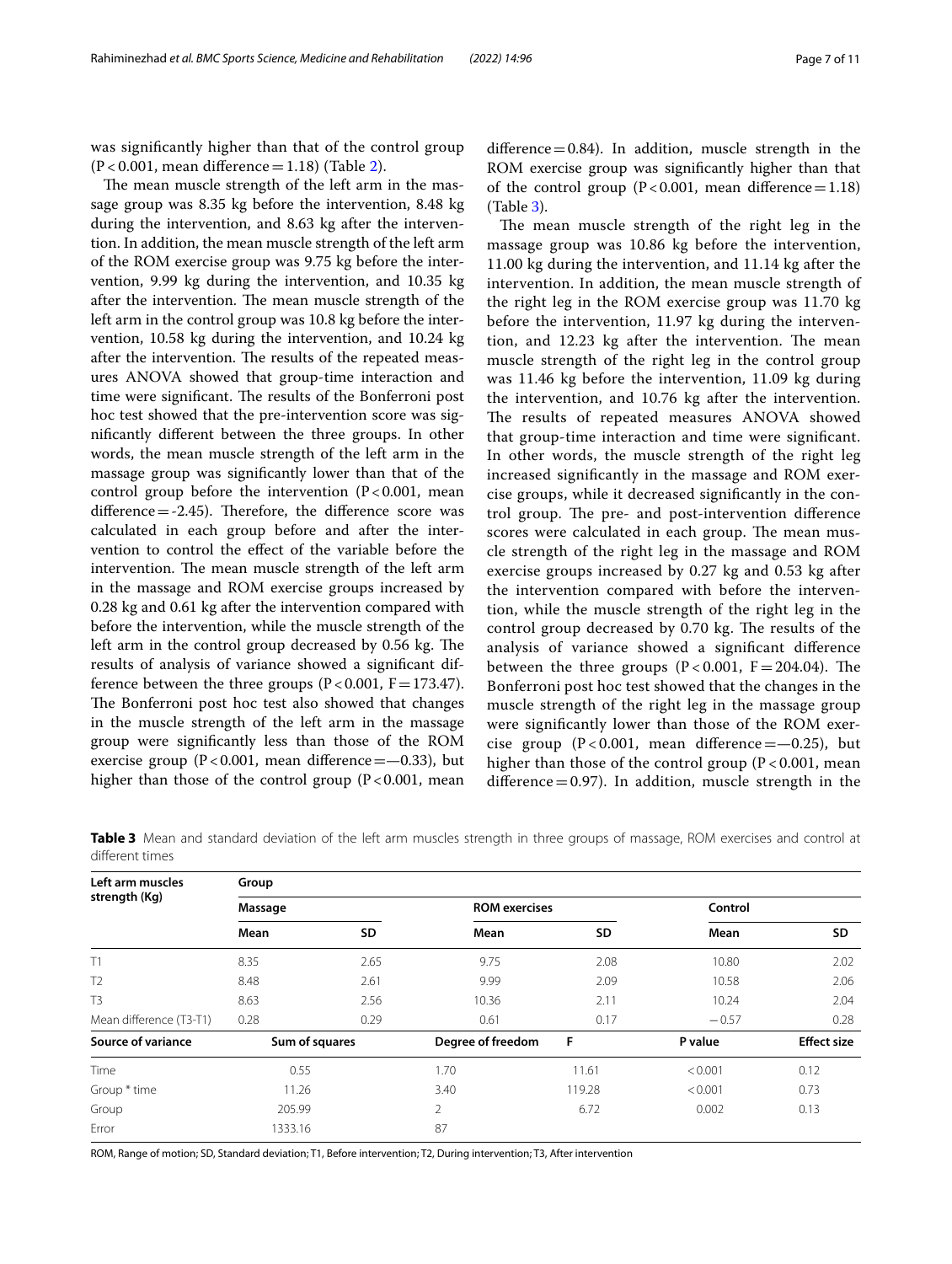was significantly higher than that of the control group ($P < 0.001$, mean difference = 1.18) (Table 2).

The mean muscle strength of the left arm in the massage group was 8.35 kg before the intervention, 8.48 kg during the intervention, and 8.63 kg after the intervention. In addition, the mean muscle strength of the left arm of the ROM exercise group was 9.75 kg before the intervention, 9.99 kg during the intervention, and 10.35 kg after the intervention. The mean muscle strength of the left arm in the control group was 10.8 kg before the intervention, 10.58 kg during the intervention, and 10.24 kg after the intervention. The results of the repeated measures ANOVA showed that group-time interaction and time were significant. The results of the Bonferroni post hoc test showed that the pre-intervention score was significantly different between the three groups. In other words, the mean muscle strength of the left arm in the massage group was significantly lower than that of the control group before the intervention ($P < 0.001$, mean difference = -2.45). Therefore, the difference score was calculated in each group before and after the intervention to control the effect of the variable before the intervention. The mean muscle strength of the left arm in the massage and ROM exercise groups increased by 0.28 kg and 0.61 kg after the intervention compared with before the intervention, while the muscle strength of the left arm in the control group decreased by 0.56 kg. The results of analysis of variance showed a significant difference between the three groups ($P < 0.001$, $F = 173.47$). The Bonferroni post hoc test also showed that changes in the muscle strength of the left arm in the massage group were significantly less than those of the ROM exercise group ($P < 0.001$, mean difference = —0.33), but higher than those of the control group ($P < 0.001$, mean difference = 0.84). In addition, muscle strength in the ROM exercise group was significantly higher than that of the control group ($P < 0.001$, mean difference = 1.18) (Table 3).

The mean muscle strength of the right leg in the massage group was 10.86 kg before the intervention, 11.00 kg during the intervention, and 11.14 kg after the intervention. In addition, the mean muscle strength of the right leg in the ROM exercise group was 11.70 kg before the intervention, 11.97 kg during the intervention, and 12.23 kg after the intervention. The mean muscle strength of the right leg in the control group was 11.46 kg before the intervention, 11.09 kg during the intervention, and 10.76 kg after the intervention. The results of repeated measures ANOVA showed that group-time interaction and time were significant. In other words, the muscle strength of the right leg increased significantly in the massage and ROM exercise groups, while it decreased significantly in the control group. The pre- and post-intervention difference scores were calculated in each group. The mean muscle strength of the right leg in the massage and ROM exercise groups increased by 0.27 kg and 0.53 kg after the intervention compared with before the intervention, while the muscle strength of the right leg in the control group decreased by 0.70 kg. The results of the analysis of variance showed a significant difference between the three groups ($P < 0.001$, $F = 204.04$). The Bonferroni post hoc test showed that the changes in the muscle strength of the right leg in the massage group were significantly lower than those of the ROM exercise group ($P < 0.001$, mean difference = —0.25), but higher than those of the control group ($P < 0.001$, mean difference = 0.97). In addition, muscle strength in the

**Table 3** Mean and standard deviation of the left arm muscles strength in three groups of massage, ROM exercises and control at different times

| Left arm muscles strength (Kg) | Group | | | | | |
|---|---|---|---|---|---|---|
| | Massage | | ROM exercises | | Control | |
| | Mean | SD | Mean | SD | Mean | SD |
| T1 | 8.35 | 2.65 | 9.75 | 2.08 | 10.80 | 2.02 |
| T2 | 8.48 | 2.61 | 9.99 | 2.09 | 10.58 | 2.06 |
| T3 | 8.63 | 2.56 | 10.36 | 2.11 | 10.24 | 2.04 |
| Mean difference (T3-T1) | 0.28 | 0.29 | 0.61 | 0.17 | − 0.57 | 0.28 |
| **Source of variance** | **Sum of squares** | | **Degree of freedom** | **F** | **P value** | **Effect size** |
| Time | 0.55 | | 1.70 | 11.61 | < 0.001 | 0.12 |
| Group * time | 11.26 | | 3.40 | 119.28 | < 0.001 | 0.73 |
| Group | 205.99 | | 2 | 6.72 | 0.002 | 0.13 |
| Error | 1333.16 | | 87 | | | |

ROM, Range of motion; SD, Standard deviation; T1, Before intervention; T2, During intervention; T3, After intervention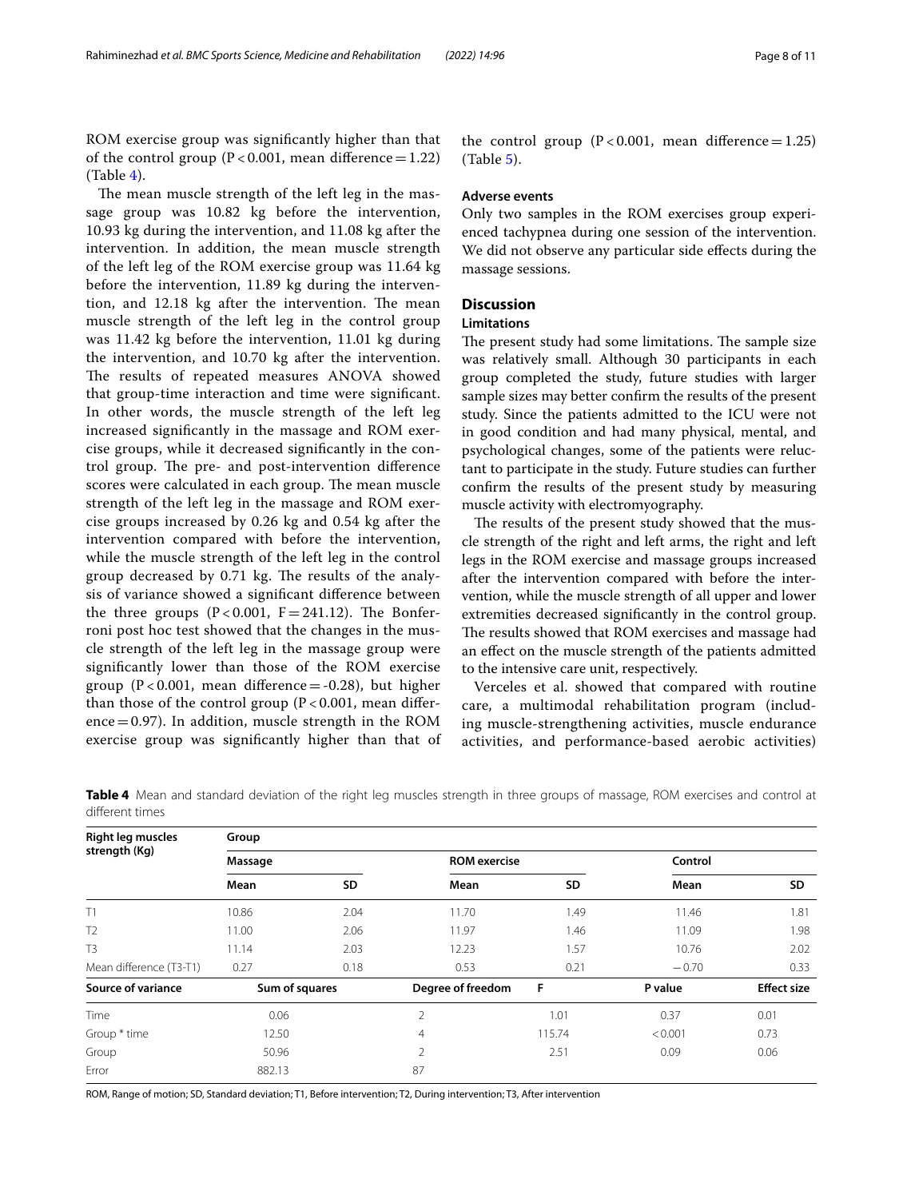ROM exercise group was significantly higher than that of the control group ($P < 0.001$, mean difference = 1.22) (Table 4).

The mean muscle strength of the left leg in the massage group was 10.82 kg before the intervention, 10.93 kg during the intervention, and 11.08 kg after the intervention. In addition, the mean muscle strength of the left leg of the ROM exercise group was 11.64 kg before the intervention, 11.89 kg during the intervention, and 12.18 kg after the intervention. The mean muscle strength of the left leg in the control group was 11.42 kg before the intervention, 11.01 kg during the intervention, and 10.70 kg after the intervention. The results of repeated measures ANOVA showed that group-time interaction and time were significant. In other words, the muscle strength of the left leg increased significantly in the massage and ROM exercise groups, while it decreased significantly in the control group. The pre- and post-intervention difference scores were calculated in each group. The mean muscle strength of the left leg in the massage and ROM exercise groups increased by 0.26 kg and 0.54 kg after the intervention compared with before the intervention, while the muscle strength of the left leg in the control group decreased by 0.71 kg. The results of the analysis of variance showed a significant difference between the three groups ($P < 0.001$, $F = 241.12$). The Bonferroni post hoc test showed that the changes in the muscle strength of the left leg in the massage group were significantly lower than those of the ROM exercise group ($P < 0.001$, mean difference = -0.28), but higher than those of the control group ($P < 0.001$, mean difference = 0.97). In addition, muscle strength in the ROM exercise group was significantly higher than that of the control group ($P < 0.001$, mean difference = 1.25) (Table 5).

### Adverse events

Only two samples in the ROM exercises group experienced tachypnea during one session of the intervention. We did not observe any particular side effects during the massage sessions.

## Discussion

### Limitations

The present study had some limitations. The sample size was relatively small. Although 30 participants in each group completed the study, future studies with larger sample sizes may better confirm the results of the present study. Since the patients admitted to the ICU were not in good condition and had many physical, mental, and psychological changes, some of the patients were reluctant to participate in the study. Future studies can further confirm the results of the present study by measuring muscle activity with electromyography.

The results of the present study showed that the muscle strength of the right and left arms, the right and left legs in the ROM exercise and massage groups increased after the intervention compared with before the intervention, while the muscle strength of all upper and lower extremities decreased significantly in the control group. The results showed that ROM exercises and massage had an effect on the muscle strength of the patients admitted to the intensive care unit, respectively.

Verceles et al. showed that compared with routine care, a multimodal rehabilitation program (including muscle-strengthening activities, muscle endurance activities, and performance-based aerobic activities)

**Table 4** Mean and standard deviation of the right leg muscles strength in three groups of massage, ROM exercises and control at different times

| Right leg muscles strength (Kg) | Group | | | | | |
|---|---|---|---|---|---|---|
| | Massage | | ROM exercise | | Control | |
| | Mean | SD | Mean | SD | Mean | SD |
| T1 | 10.86 | 2.04 | 11.70 | 1.49 | 11.46 | 1.81 |
| T2 | 11.00 | 2.06 | 11.97 | 1.46 | 11.09 | 1.98 |
| T3 | 11.14 | 2.03 | 12.23 | 1.57 | 10.76 | 2.02 |
| Mean difference (T3-T1) | 0.27 | 0.18 | 0.53 | 0.21 | −0.70 | 0.33 |
| **Source of variance** | **Sum of squares** | | **Degree of freedom** | **F** | **P value** | **Effect size** |
| Time | 0.06 | | 2 | 1.01 | 0.37 | 0.01 |
| Group * time | 12.50 | | 4 | 115.74 | < 0.001 | 0.73 |
| Group | 50.96 | | 2 | 2.51 | 0.09 | 0.06 |
| Error | 882.13 | | 87 | | | |

ROM, Range of motion; SD, Standard deviation; T1, Before intervention; T2, During intervention; T3, After intervention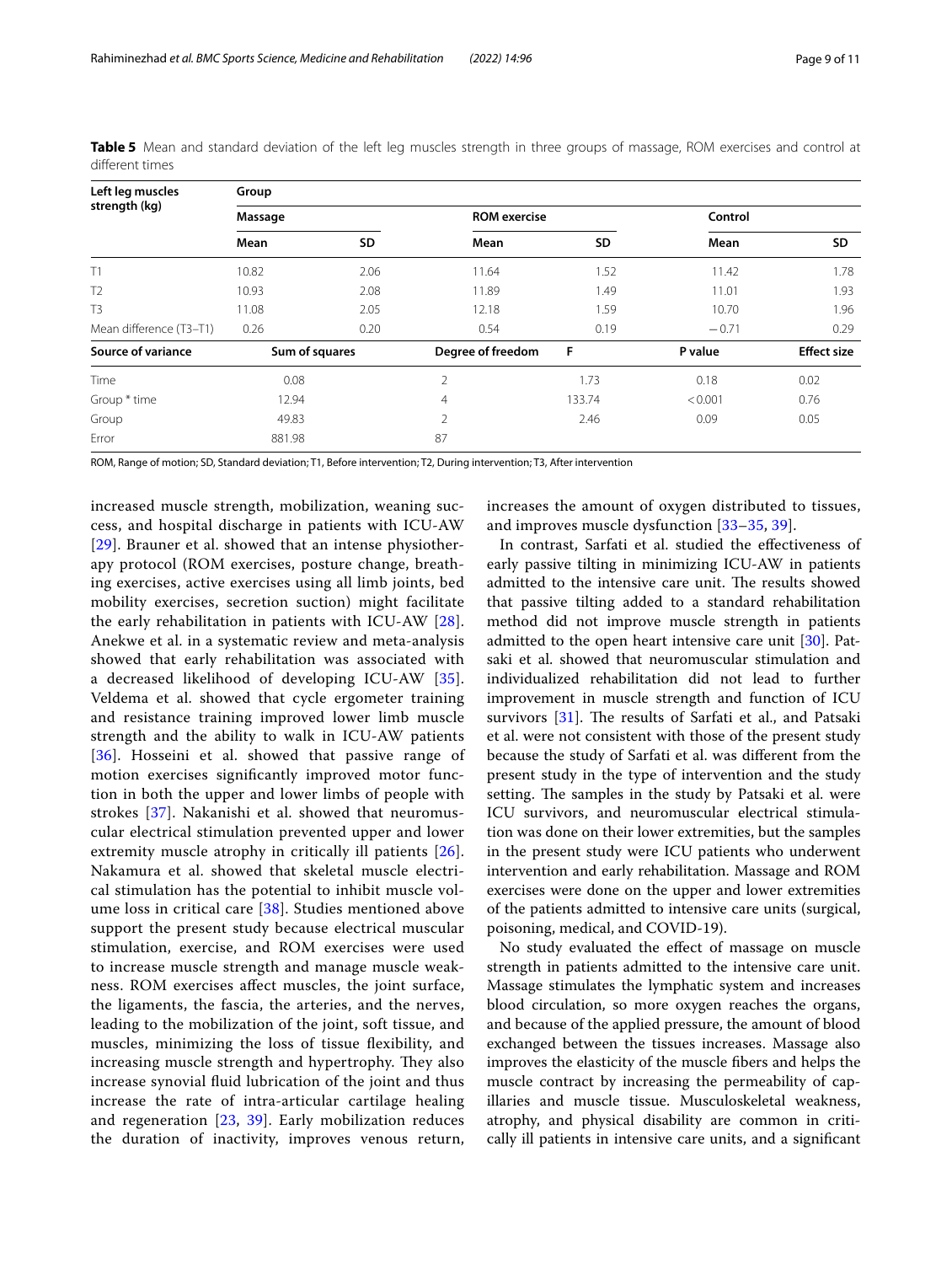**Table 5** Mean and standard deviation of the left leg muscles strength in three groups of massage, ROM exercises and control at different times

| Left leg muscles strength (kg) | Group | | | | | |
|---|---|---|---|---|---|---|
| | Massage | | ROM exercise | | Control | |
| | Mean | SD | Mean | SD | Mean | SD |
| T1 | 10.82 | 2.06 | 11.64 | 1.52 | 11.42 | 1.78 |
| T2 | 10.93 | 2.08 | 11.89 | 1.49 | 11.01 | 1.93 |
| T3 | 11.08 | 2.05 | 12.18 | 1.59 | 10.70 | 1.96 |
| Mean difference (T3–T1) | 0.26 | 0.20 | 0.54 | 0.19 | −0.71 | 0.29 |

| Source of variance | Sum of squares | Degree of freedom | F | P value | Effect size |
|---|---|---|---|---|---|
| Time | 0.08 | 2 | 1.73 | 0.18 | 0.02 |
| Group * time | 12.94 | 4 | 133.74 | < 0.001 | 0.76 |
| Group | 49.83 | 2 | 2.46 | 0.09 | 0.05 |
| Error | 881.98 | 87 | | | |

ROM, Range of motion; SD, Standard deviation; T1, Before intervention; T2, During intervention; T3, After intervention

increased muscle strength, mobilization, weaning success, and hospital discharge in patients with ICU-AW [29]. Brauner et al. showed that an intense physiotherapy protocol (ROM exercises, posture change, breathing exercises, active exercises using all limb joints, bed mobility exercises, secretion suction) might facilitate the early rehabilitation in patients with ICU-AW [28]. Anekwe et al. in a systematic review and meta-analysis showed that early rehabilitation was associated with a decreased likelihood of developing ICU-AW [35]. Veldema et al. showed that cycle ergometer training and resistance training improved lower limb muscle strength and the ability to walk in ICU-AW patients [36]. Hosseini et al. showed that passive range of motion exercises significantly improved motor function in both the upper and lower limbs of people with strokes [37]. Nakanishi et al. showed that neuromuscular electrical stimulation prevented upper and lower extremity muscle atrophy in critically ill patients [26]. Nakamura et al. showed that skeletal muscle electrical stimulation has the potential to inhibit muscle volume loss in critical care [38]. Studies mentioned above support the present study because electrical muscular stimulation, exercise, and ROM exercises were used to increase muscle strength and manage muscle weakness. ROM exercises affect muscles, the joint surface, the ligaments, the fascia, the arteries, and the nerves, leading to the mobilization of the joint, soft tissue, and muscles, minimizing the loss of tissue flexibility, and increasing muscle strength and hypertrophy. They also increase synovial fluid lubrication of the joint and thus increase the rate of intra-articular cartilage healing and regeneration [23, 39]. Early mobilization reduces the duration of inactivity, improves venous return, increases the amount of oxygen distributed to tissues, and improves muscle dysfunction [33–35, 39].

In contrast, Sarfati et al. studied the effectiveness of early passive tilting in minimizing ICU-AW in patients admitted to the intensive care unit. The results showed that passive tilting added to a standard rehabilitation method did not improve muscle strength in patients admitted to the open heart intensive care unit [30]. Patsaki et al. showed that neuromuscular stimulation and individualized rehabilitation did not lead to further improvement in muscle strength and function of ICU survivors [31]. The results of Sarfati et al., and Patsaki et al. were not consistent with those of the present study because the study of Sarfati et al. was different from the present study in the type of intervention and the study setting. The samples in the study by Patsaki et al. were ICU survivors, and neuromuscular electrical stimulation was done on their lower extremities, but the samples in the present study were ICU patients who underwent intervention and early rehabilitation. Massage and ROM exercises were done on the upper and lower extremities of the patients admitted to intensive care units (surgical, poisoning, medical, and COVID-19).

No study evaluated the effect of massage on muscle strength in patients admitted to the intensive care unit. Massage stimulates the lymphatic system and increases blood circulation, so more oxygen reaches the organs, and because of the applied pressure, the amount of blood exchanged between the tissues increases. Massage also improves the elasticity of the muscle fibers and helps the muscle contract by increasing the permeability of capillaries and muscle tissue. Musculoskeletal weakness, atrophy, and physical disability are common in critically ill patients in intensive care units, and a significant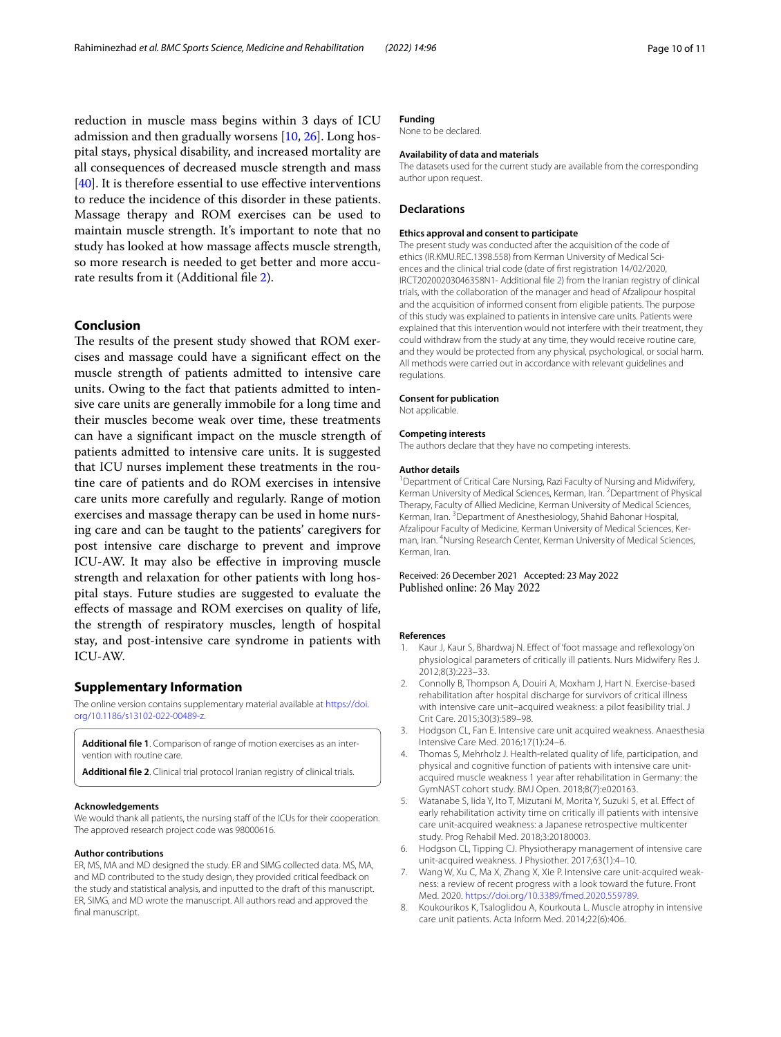reduction in muscle mass begins within 3 days of ICU admission and then gradually worsens [10, 26]. Long hospital stays, physical disability, and increased mortality are all consequences of decreased muscle strength and mass [40]. It is therefore essential to use effective interventions to reduce the incidence of this disorder in these patients. Massage therapy and ROM exercises can be used to maintain muscle strength. It's important to note that no study has looked at how massage affects muscle strength, so more research is needed to get better and more accurate results from it (Additional file 2).

## Conclusion

The results of the present study showed that ROM exercises and massage could have a significant effect on the muscle strength of patients admitted to intensive care units. Owing to the fact that patients admitted to intensive care units are generally immobile for a long time and their muscles become weak over time, these treatments can have a significant impact on the muscle strength of patients admitted to intensive care units. It is suggested that ICU nurses implement these treatments in the routine care of patients and do ROM exercises in intensive care units more carefully and regularly. Range of motion exercises and massage therapy can be used in home nursing care and can be taught to the patients' caregivers for post intensive care discharge to prevent and improve ICU-AW. It may also be effective in improving muscle strength and relaxation for other patients with long hospital stays. Future studies are suggested to evaluate the effects of massage and ROM exercises on quality of life, the strength of respiratory muscles, length of hospital stay, and post-intensive care syndrome in patients with ICU-AW.

## Supplementary Information

The online version contains supplementary material available at https://doi.org/10.1186/s13102-022-00489-z.

**Additional file 1**. Comparison of range of motion exercises as an intervention with routine care.

**Additional file 2**. Clinical trial protocol Iranian registry of clinical trials.

#### Acknowledgements

We would thank all patients, the nursing staff of the ICUs for their cooperation. The approved research project code was 98000616.

#### Author contributions

ER, MS, MA and MD designed the study. ER and SIMG collected data. MS, MA, and MD contributed to the study design, they provided critical feedback on the study and statistical analysis, and inputted to the draft of this manuscript. ER, SIMG, and MD wrote the manuscript. All authors read and approved the final manuscript.

#### Funding

None to be declared.

#### Availability of data and materials

The datasets used for the current study are available from the corresponding author upon request.

## Declarations

#### Ethics approval and consent to participate

The present study was conducted after the acquisition of the code of ethics (IR.KMU.REC.1398.558) from Kerman University of Medical Sciences and the clinical trial code (date of first registration 14/02/2020, IRCT20200203046358N1- Additional file 2) from the Iranian registry of clinical trials, with the collaboration of the manager and head of Afzalipour hospital and the acquisition of informed consent from eligible patients. The purpose of this study was explained to patients in intensive care units. Patients were explained that this intervention would not interfere with their treatment, they could withdraw from the study at any time, they would receive routine care, and they would be protected from any physical, psychological, or social harm. All methods were carried out in accordance with relevant guidelines and regulations.

#### Consent for publication

Not applicable.

#### Competing interests

The authors declare that they have no competing interests.

#### Author details

[1]Department of Critical Care Nursing, Razi Faculty of Nursing and Midwifery, Kerman University of Medical Sciences, Kerman, Iran. [2]Department of Physical Therapy, Faculty of Allied Medicine, Kerman University of Medical Sciences, Kerman, Iran. [3]Department of Anesthesiology, Shahid Bahonar Hospital, Afzalipour Faculty of Medicine, Kerman University of Medical Sciences, Kerman, Iran. [4]Nursing Research Center, Kerman University of Medical Sciences, Kerman, Iran.

Received: 26 December 2021 Accepted: 23 May 2022
Published online: 26 May 2022

#### References

1. Kaur J, Kaur S, Bhardwaj N. Effect of 'foot massage and reflexology'on physiological parameters of critically ill patients. Nurs Midwifery Res J. 2012;8(3):223–33.
2. Connolly B, Thompson A, Douiri A, Moxham J, Hart N. Exercise-based rehabilitation after hospital discharge for survivors of critical illness with intensive care unit–acquired weakness: a pilot feasibility trial. J Crit Care. 2015;30(3):589–98.
3. Hodgson CL, Fan E. Intensive care unit acquired weakness. Anaesthesia Intensive Care Med. 2016;17(1):24–6.
4. Thomas S, Mehrholz J. Health-related quality of life, participation, and physical and cognitive function of patients with intensive care unit-acquired muscle weakness 1 year after rehabilitation in Germany: the GymNAST cohort study. BMJ Open. 2018;8(7):e020163.
5. Watanabe S, Iida Y, Ito T, Mizutani M, Morita Y, Suzuki S, et al. Effect of early rehabilitation activity time on critically ill patients with intensive care unit-acquired weakness: a Japanese retrospective multicenter study. Prog Rehabil Med. 2018;3:20180003.
6. Hodgson CL, Tipping CJ. Physiotherapy management of intensive care unit-acquired weakness. J Physiother. 2017;63(1):4–10.
7. Wang W, Xu C, Ma X, Zhang X, Xie P. Intensive care unit-acquired weakness: a review of recent progress with a look toward the future. Front Med. 2020. https://doi.org/10.3389/fmed.2020.559789.
8. Koukourikos K, Tsaloglidou A, Kourkouta L. Muscle atrophy in intensive care unit patients. Acta Inform Med. 2014;22(6):406.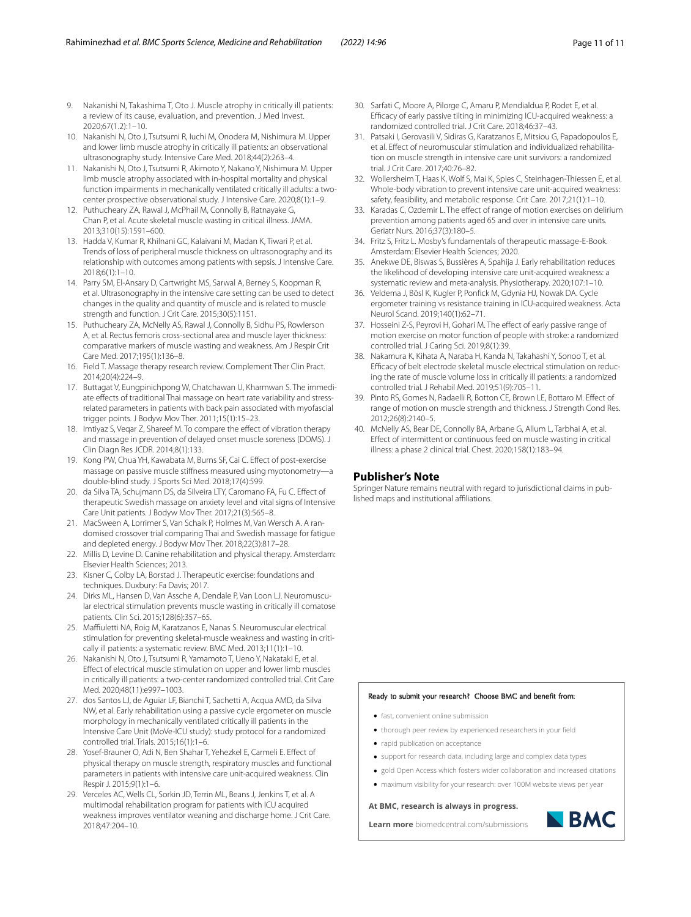9. Nakanishi N, Takashima T, Oto J. Muscle atrophy in critically ill patients: a review of its cause, evaluation, and prevention. J Med Invest. 2020;67(1.2):1–10.
10. Nakanishi N, Oto J, Tsutsumi R, Iuchi M, Onodera M, Nishimura M. Upper and lower limb muscle atrophy in critically ill patients: an observational ultrasonography study. Intensive Care Med. 2018;44(2):263–4.
11. Nakanishi N, Oto J, Tsutsumi R, Akimoto Y, Nakano Y, Nishimura M. Upper limb muscle atrophy associated with in-hospital mortality and physical function impairments in mechanically ventilated critically ill adults: a two-center prospective observational study. J Intensive Care. 2020;8(1):1–9.
12. Puthucheary ZA, Rawal J, McPhail M, Connolly B, Ratnayake G, Chan P, et al. Acute skeletal muscle wasting in critical illness. JAMA. 2013;310(15):1591–600.
13. Hadda V, Kumar R, Khilnani GC, Kalaivani M, Madan K, Tiwari P, et al. Trends of loss of peripheral muscle thickness on ultrasonography and its relationship with outcomes among patients with sepsis. J Intensive Care. 2018;6(1):1–10.
14. Parry SM, El-Ansary D, Cartwright MS, Sarwal A, Berney S, Koopman R, et al. Ultrasonography in the intensive care setting can be used to detect changes in the quality and quantity of muscle and is related to muscle strength and function. J Crit Care. 2015;30(5):1151.
15. Puthucheary ZA, McNelly AS, Rawal J, Connolly B, Sidhu PS, Rowlerson A, et al. Rectus femoris cross-sectional area and muscle layer thickness: comparative markers of muscle wasting and weakness. Am J Respir Crit Care Med. 2017;195(1):136–8.
16. Field T. Massage therapy research review. Complement Ther Clin Pract. 2014;20(4):224–9.
17. Buttagat V, Eungpinichpong W, Chatchawan U, Kharmwan S. The immediate effects of traditional Thai massage on heart rate variability and stress-related parameters in patients with back pain associated with myofascial trigger points. J Bodyw Mov Ther. 2011;15(1):15–23.
18. Imtiyaz S, Veqar Z, Shareef M. To compare the effect of vibration therapy and massage in prevention of delayed onset muscle soreness (DOMS). J Clin Diagn Res JCDR. 2014;8(1):133.
19. Kong PW, Chua YH, Kawabata M, Burns SF, Cai C. Effect of post-exercise massage on passive muscle stiffness measured using myotonometry—a double-blind study. J Sports Sci Med. 2018;17(4):599.
20. da Silva TA, Schujmann DS, da Silveira LTY, Caromano FA, Fu C. Effect of therapeutic Swedish massage on anxiety level and vital signs of Intensive Care Unit patients. J Bodyw Mov Ther. 2017;21(3):565–8.
21. MacSween A, Lorrimer S, Van Schaik P, Holmes M, Van Wersch A. A randomised crossover trial comparing Thai and Swedish massage for fatigue and depleted energy. J Bodyw Mov Ther. 2018;22(3):817–28.
22. Millis D, Levine D. Canine rehabilitation and physical therapy. Amsterdam: Elsevier Health Sciences; 2013.
23. Kisner C, Colby LA, Borstad J. Therapeutic exercise: foundations and techniques. Duxbury: Fa Davis; 2017.
24. Dirks ML, Hansen D, Van Assche A, Dendale P, Van Loon LJ. Neuromuscular electrical stimulation prevents muscle wasting in critically ill comatose patients. Clin Sci. 2015;128(6):357–65.
25. Maffiuletti NA, Roig M, Karatzanos E, Nanas S. Neuromuscular electrical stimulation for preventing skeletal-muscle weakness and wasting in critically ill patients: a systematic review. BMC Med. 2013;11(1):1–10.
26. Nakanishi N, Oto J, Tsutsumi R, Yamamoto T, Ueno Y, Nakataki E, et al. Effect of electrical muscle stimulation on upper and lower limb muscles in critically ill patients: a two-center randomized controlled trial. Crit Care Med. 2020;48(11):e997–1003.
27. dos Santos LJ, de Aguiar LF, Bianchi T, Sachetti A, Acqua AMD, da Silva NW, et al. Early rehabilitation using a passive cycle ergometer on muscle morphology in mechanically ventilated critically ill patients in the Intensive Care Unit (MoVe-ICU study): study protocol for a randomized controlled trial. Trials. 2015;16(1):1–6.
28. Yosef-Brauner O, Adi N, Ben Shahar T, Yehezkel E, Carmeli E. Effect of physical therapy on muscle strength, respiratory muscles and functional parameters in patients with intensive care unit-acquired weakness. Clin Respir J. 2015;9(1):1–6.
29. Verceles AC, Wells CL, Sorkin JD, Terrin ML, Beans J, Jenkins T, et al. A multimodal rehabilitation program for patients with ICU acquired weakness improves ventilator weaning and discharge home. J Crit Care. 2018;47:204–10.
30. Sarfati C, Moore A, Pilorge C, Amaru P, Mendialdua P, Rodet E, et al. Efficacy of early passive tilting in minimizing ICU-acquired weakness: a randomized controlled trial. J Crit Care. 2018;46:37–43.
31. Patsaki I, Gerovasili V, Sidiras G, Karatzanos E, Mitsiou G, Papadopoulos E, et al. Effect of neuromuscular stimulation and individualized rehabilitation on muscle strength in intensive care unit survivors: a randomized trial. J Crit Care. 2017;40:76–82.
32. Wollersheim T, Haas K, Wolf S, Mai K, Spies C, Steinhagen-Thiessen E, et al. Whole-body vibration to prevent intensive care unit-acquired weakness: safety, feasibility, and metabolic response. Crit Care. 2017;21(1):1–10.
33. Karadas C, Ozdemir L. The effect of range of motion exercises on delirium prevention among patients aged 65 and over in intensive care units. Geriatr Nurs. 2016;37(3):180–5.
34. Fritz S, Fritz L. Mosby's fundamentals of therapeutic massage-E-Book. Amsterdam: Elsevier Health Sciences; 2020.
35. Anekwe DE, Biswas S, Bussières A, Spahija J. Early rehabilitation reduces the likelihood of developing intensive care unit-acquired weakness: a systematic review and meta-analysis. Physiotherapy. 2020;107:1–10.
36. Veldema J, Bösl K, Kugler P, Ponfick M, Gdynia HJ, Nowak DA. Cycle ergometer training vs resistance training in ICU-acquired weakness. Acta Neurol Scand. 2019;140(1):62–71.
37. Hosseini Z-S, Peyrovi H, Gohari M. The effect of early passive range of motion exercise on motor function of people with stroke: a randomized controlled trial. J Caring Sci. 2019;8(1):39.
38. Nakamura K, Kihata A, Naraba H, Kanda N, Takahashi Y, Sonoo T, et al. Efficacy of belt electrode skeletal muscle electrical stimulation on reducing the rate of muscle volume loss in critically ill patients: a randomized controlled trial. J Rehabil Med. 2019;51(9):705–11.
39. Pinto RS, Gomes N, Radaelli R, Botton CE, Brown LE, Bottaro M. Effect of range of motion on muscle strength and thickness. J Strength Cond Res. 2012;26(8):2140–5.
40. McNelly AS, Bear DE, Connolly BA, Arbane G, Allum L, Tarbhai A, et al. Effect of intermittent or continuous feed on muscle wasting in critical illness: a phase 2 clinical trial. Chest. 2020;158(1):183–94.

## Publisher's Note

Springer Nature remains neutral with regard to jurisdictional claims in published maps and institutional affiliations.

Ready to submit your research? Choose BMC and benefit from:

- fast, convenient online submission
- thorough peer review by experienced researchers in your field
- rapid publication on acceptance
- support for research data, including large and complex data types
- gold Open Access which fosters wider collaboration and increased citations
- maximum visibility for your research: over 100M website views per year

**At BMC, research is always in progress.**

**Learn more** biomedcentral.com/submissions

BMC